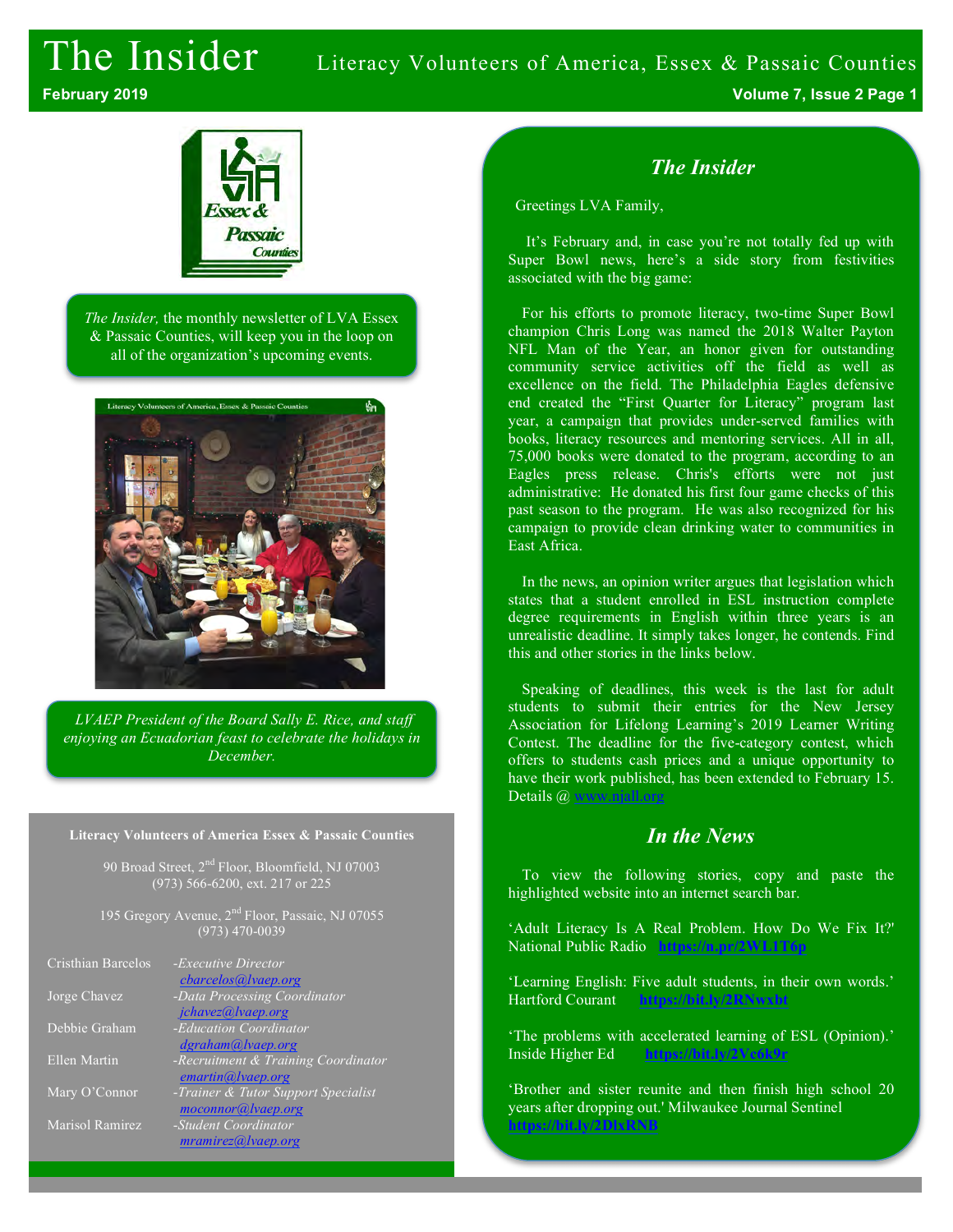# The Insider

Literacy Volunteers of America, Essex & Passaic Counties

February 2019

*The Insider,* the monthly newsletter of LVA Essex & Passaic Counties, will keep you in the loop on all of the organization's upcoming events.

*LVAEP President of the Board Sally E. Rice, and staff enjoying an Ecuadorian feast to celebrate the holidays in December.*

**Literacy Volunteers of America Essex & Passaic Counties**

90 Broad Street, 2nd Floor, Bloomfield, NJ 07003
(973) 566-6200, ext. 217 or 225

195 Gregory Avenue, 2nd Floor, Passaic, NJ 07055
(973) 470-0039

| | |
|---|---|
| Cristhian Barcelos | *-Executive Director* *cbarcelos@lvaep.org* |
| Jorge Chavez | *-Data Processing Coordinator* *jchavez@lvaep.org* |
| Debbie Graham | *-Education Coordinator* *dgraham@lvaep.org* |
| Ellen Martin | *-Recruitment & Training Coordinator* *emartin@lvaep.org* |
| Mary O'Connor | *-Trainer & Tutor Support Specialist* *moconnor@lvaep.org* |
| Marisol Ramirez | *-Student Coordinator* *mramirez@lvaep.org* |

## *The Insider*

Greetings LVA Family,

It's February and, in case you're not totally fed up with Super Bowl news, here's a side story from festivities associated with the big game:

For his efforts to promote literacy, two-time Super Bowl champion Chris Long was named the 2018 Walter Payton NFL Man of the Year, an honor given for outstanding community service activities off the field as well as excellence on the field. The Philadelphia Eagles defensive end created the "First Quarter for Literacy" program last year, a campaign that provides under-served families with books, literacy resources and mentoring services. All in all, 75,000 books were donated to the program, according to an Eagles press release. Chris's efforts were not just administrative: He donated his first four game checks of this past season to the program. He was also recognized for his campaign to provide clean drinking water to communities in East Africa.

In the news, an opinion writer argues that legislation which states that a student enrolled in ESL instruction complete degree requirements in English within three years is an unrealistic deadline. It simply takes longer, he contends. Find this and other stories in the links below.

Speaking of deadlines, this week is the last for adult students to submit their entries for the New Jersey Association for Lifelong Learning's 2019 Learner Writing Contest. The deadline for the five-category contest, which offers to students cash prices and a unique opportunity to have their work published, has been extended to February 15. Details @ www.njall.org

## *In the News*

To view the following stories, copy and paste the highlighted website into an internet search bar.

'Adult Literacy Is A Real Problem. How Do We Fix It?' National Public Radio **https://n.pr/2WL1T6p**

'Learning English: Five adult students, in their own words.' Hartford Courant **https://bit.ly/2RNwxbt**

'The problems with accelerated learning of ESL (Opinion).' Inside Higher Ed **https://bit.ly/2Vc6k9r**

'Brother and sister reunite and then finish high school 20 years after dropping out.' Milwaukee Journal Sentinel **https://bit.ly/2DlxRNB**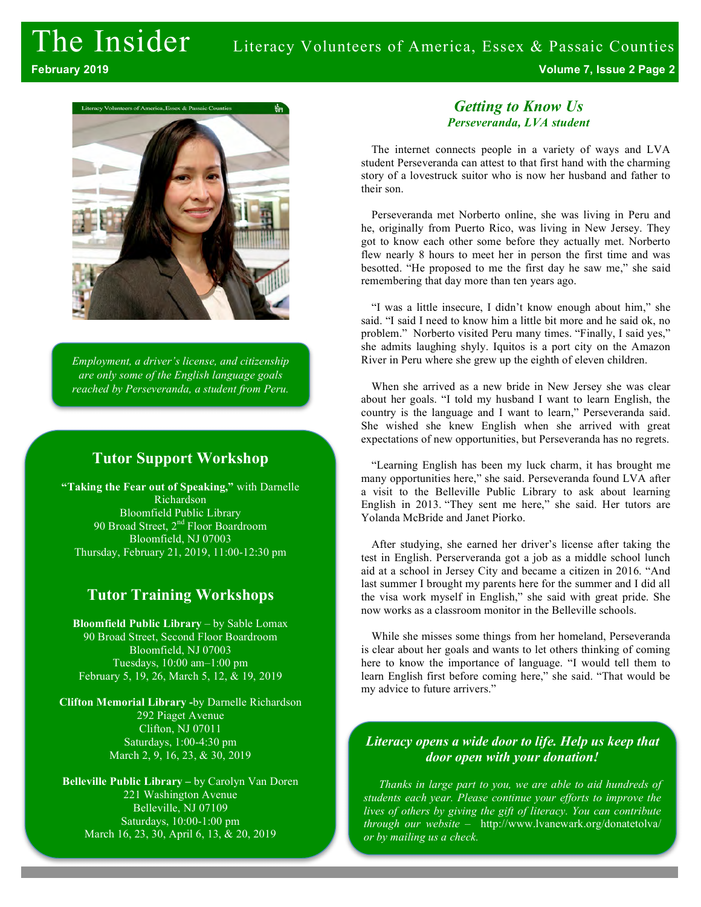*Employment, a driver's license, and citizenship are only some of the English language goals reached by Perseveranda, a student from Peru.*

## Tutor Support Workshop

**"Taking the Fear out of Speaking,"** with Darnelle Richardson
Bloomfield Public Library
90 Broad Street, 2nd Floor Boardroom
Bloomfield, NJ 07003
Thursday, February 21, 2019, 11:00-12:30 pm

## Tutor Training Workshops

**Bloomfield Public Library** – by Sable Lomax
90 Broad Street, Second Floor Boardroom
Bloomfield, NJ 07003
Tuesdays, 10:00 am–1:00 pm
February 5, 19, 26, March 5, 12, & 19, 2019

**Clifton Memorial Library** -by Darnelle Richardson
292 Piaget Avenue
Clifton, NJ 07011
Saturdays, 1:00-4:30 pm
March 2, 9, 16, 23, & 30, 2019

**Belleville Public Library** – by Carolyn Van Doren
221 Washington Avenue
Belleville, NJ 07109
Saturdays, 10:00-1:00 pm
March 16, 23, 30, April 6, 13, & 20, 2019

## *Getting to Know Us*

***Perseveranda, LVA student***

The internet connects people in a variety of ways and LVA student Perseveranda can attest to that first hand with the charming story of a lovestruck suitor who is now her husband and father to their son.

Perseveranda met Norberto online, she was living in Peru and he, originally from Puerto Rico, was living in New Jersey. They got to know each other some before they actually met. Norberto flew nearly 8 hours to meet her in person the first time and was besotted. "He proposed to me the first day he saw me," she said remembering that day more than ten years ago.

"I was a little insecure, I didn't know enough about him," she said. "I said I need to know him a little bit more and he said ok, no problem." Norberto visited Peru many times. "Finally, I said yes," she admits laughing shyly. Iquitos is a port city on the Amazon River in Peru where she grew up the eighth of eleven children.

When she arrived as a new bride in New Jersey she was clear about her goals. "I told my husband I want to learn English, the country is the language and I want to learn," Perseveranda said. She wished she knew English when she arrived with great expectations of new opportunities, but Perseveranda has no regrets.

"Learning English has been my luck charm, it has brought me many opportunities here," she said. Perseveranda found LVA after a visit to the Belleville Public Library to ask about learning English in 2013. "They sent me here," she said. Her tutors are Yolanda McBride and Janet Piorko.

After studying, she earned her driver's license after taking the test in English. Perserveranda got a job as a middle school lunch aid at a school in Jersey City and became a citizen in 2016. "And last summer I brought my parents here for the summer and I did all the visa work myself in English," she said with great pride. She now works as a classroom monitor in the Belleville schools.

While she misses some things from her homeland, Perseveranda is clear about her goals and wants to let others thinking of coming here to know the importance of language. "I would tell them to learn English first before coming here," she said. "That would be my advice to future arrivers."

### *Literacy opens a wide door to life. Help us keep that door open with your donation!*

*Thanks in large part to you, we are able to aid hundreds of students each year. Please continue your efforts to improve the lives of others by giving the gift of literacy. You can contribute through our website –* http://www.lvanewark.org/donatetolva/ *or by mailing us a check.*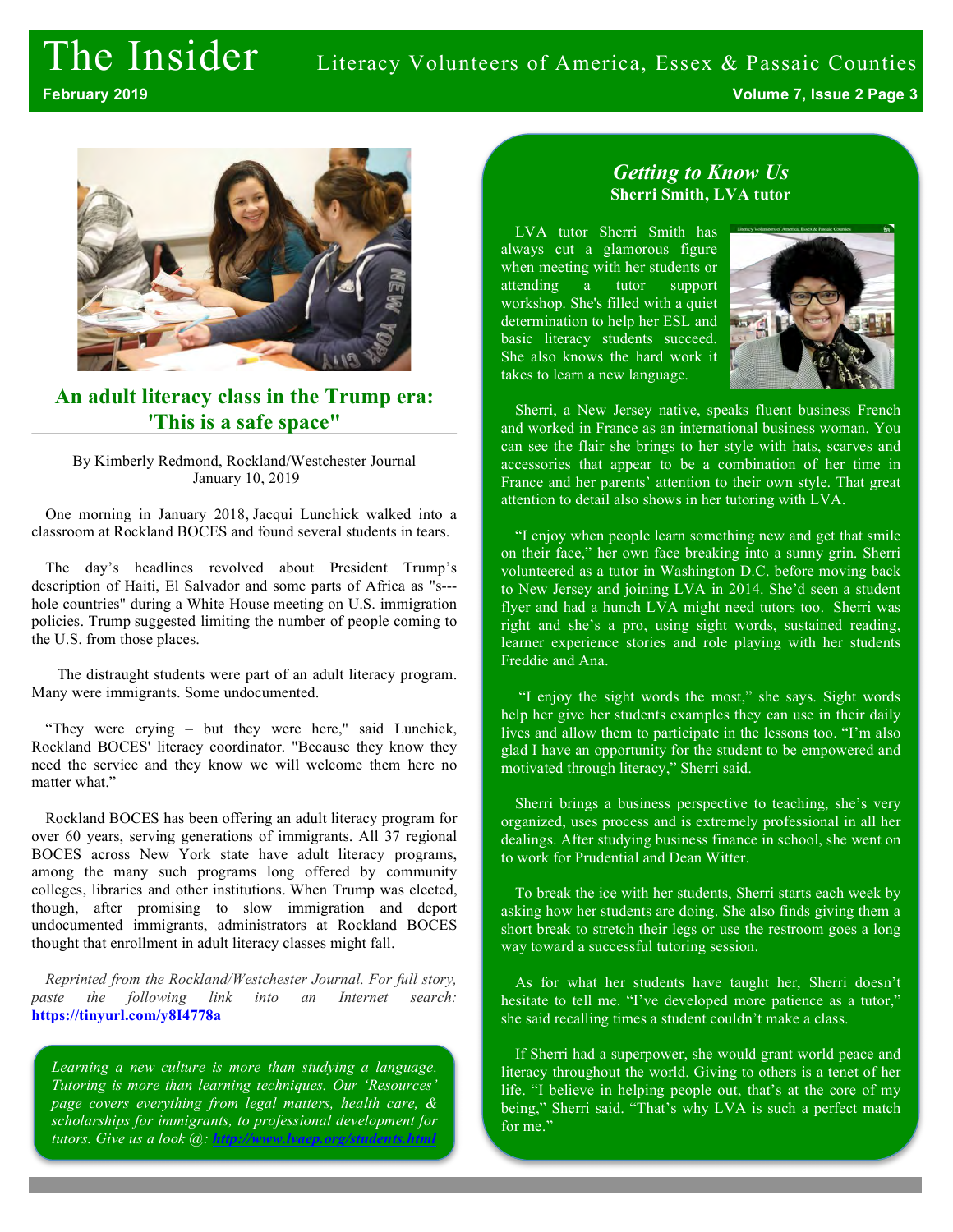## An adult literacy class in the Trump era: 'This is a safe space"

By Kimberly Redmond, Rockland/Westchester Journal
January 10, 2019

One morning in January 2018, Jacqui Lunchick walked into a classroom at Rockland BOCES and found several students in tears.

The day's headlines revolved about President Trump's description of Haiti, El Salvador and some parts of Africa as "s---hole countries" during a White House meeting on U.S. immigration policies. Trump suggested limiting the number of people coming to the U.S. from those places.

The distraught students were part of an adult literacy program. Many were immigrants. Some undocumented.

"They were crying – but they were here," said Lunchick, Rockland BOCES' literacy coordinator. "Because they know they need the service and they know we will welcome them here no matter what."

Rockland BOCES has been offering an adult literacy program for over 60 years, serving generations of immigrants. All 37 regional BOCES across New York state have adult literacy programs, among the many such programs long offered by community colleges, libraries and other institutions. When Trump was elected, though, after promising to slow immigration and deport undocumented immigrants, administrators at Rockland BOCES thought that enrollment in adult literacy classes might fall.

*Reprinted from the Rockland/Westchester Journal. For full story, paste the following link into an Internet search:* **https://tinyurl.com/y8I4778a**

*Learning a new culture is more than studying a language. Tutoring is more than learning techniques. Our 'Resources' page covers everything from legal matters, health care, & scholarships for immigrants, to professional development for tutors. Give us a look @:* ***http://www.lvaep.org/students.html***

## *Getting to Know Us*

**Sherri Smith, LVA tutor**

LVA tutor Sherri Smith has always cut a glamorous figure when meeting with her students or attending a tutor support workshop. She's filled with a quiet determination to help her ESL and basic literacy students succeed. She also knows the hard work it takes to learn a new language.

Sherri, a New Jersey native, speaks fluent business French and worked in France as an international business woman. You can see the flair she brings to her style with hats, scarves and accessories that appear to be a combination of her time in France and her parents' attention to their own style. That great attention to detail also shows in her tutoring with LVA.

"I enjoy when people learn something new and get that smile on their face," her own face breaking into a sunny grin. Sherri volunteered as a tutor in Washington D.C. before moving back to New Jersey and joining LVA in 2014. She'd seen a student flyer and had a hunch LVA might need tutors too. Sherri was right and she's a pro, using sight words, sustained reading, learner experience stories and role playing with her students Freddie and Ana.

"I enjoy the sight words the most," she says. Sight words help her give her students examples they can use in their daily lives and allow them to participate in the lessons too. "I'm also glad I have an opportunity for the student to be empowered and motivated through literacy," Sherri said.

Sherri brings a business perspective to teaching, she's very organized, uses process and is extremely professional in all her dealings. After studying business finance in school, she went on to work for Prudential and Dean Witter.

To break the ice with her students, Sherri starts each week by asking how her students are doing. She also finds giving them a short break to stretch their legs or use the restroom goes a long way toward a successful tutoring session.

As for what her students have taught her, Sherri doesn't hesitate to tell me. "I've developed more patience as a tutor," she said recalling times a student couldn't make a class.

If Sherri had a superpower, she would grant world peace and literacy throughout the world. Giving to others is a tenet of her life. "I believe in helping people out, that's at the core of my being," Sherri said. "That's why LVA is such a perfect match for me."